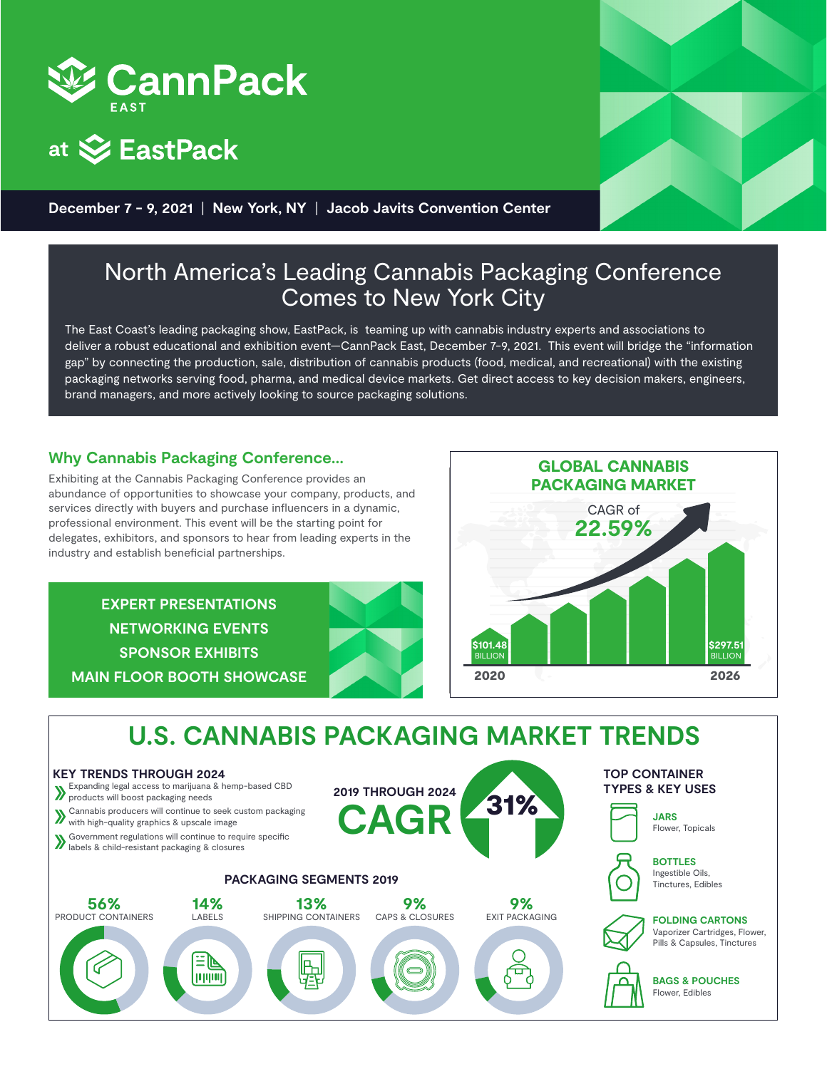# CannPack EAST

## at EastPack

**December 7 - 9, 2021 | New York, NY | Jacob Javits Convention Center**

## North America's Leading Cannabis Packaging Conference Comes to New York City

The East Coast's leading packaging show, EastPack, is teaming up with cannabis industry experts and associations to deliver a robust educational and exhibition event—CannPack East, December 7-9, 2021. This event will bridge the "information gap" by connecting the production, sale, distribution of cannabis products (food, medical, and recreational) with the existing packaging networks serving food, pharma, and medical device markets. Get direct access to key decision makers, engineers, brand managers, and more actively looking to source packaging solutions.

### Why Cannabis Packaging Conference...

Exhibiting at the Cannabis Packaging Conference provides an abundance of opportunities to showcase your company, products, and services directly with buyers and purchase influencers in a dynamic, professional environment. This event will be the starting point for delegates, exhibitors, and sponsors to hear from leading experts in the industry and establish beneficial partnerships.

**EXPERT PRESENTATIONS**
**NETWORKING EVENTS**
**SPONSOR EXHIBITS**
**MAIN FLOOR BOOTH SHOWCASE**

### GLOBAL CANNABIS PACKAGING MARKET

CAGR of **22.59%**

- 2020: $101.48 BILLION
- 2026: $297.51 BILLION

## U.S. CANNABIS PACKAGING MARKET TRENDS

### KEY TRENDS THROUGH 2024

- Expanding legal access to marijuana & hemp-based CBD products will boost packaging needs
- Cannabis producers will continue to seek custom packaging with high-quality graphics & upscale image
- Government regulations will continue to require specific labels & child-resistant packaging & closures

**2019 THROUGH 2024 CAGR 31%**

### PACKAGING SEGMENTS 2019

- 56% PRODUCT CONTAINERS
- 14% LABELS
- 13% SHIPPING CONTAINERS
- 9% CAPS & CLOSURES
- 9% EXIT PACKAGING

### TOP CONTAINER TYPES & KEY USES

- **JARS** – Flower, Topicals
- **BOTTLES** – Ingestible Oils, Tinctures, Edibles
- **FOLDING CARTONS** – Vaporizer Cartridges, Flower, Pills & Capsules, Tinctures
- **BAGS & POUCHES** – Flower, Edibles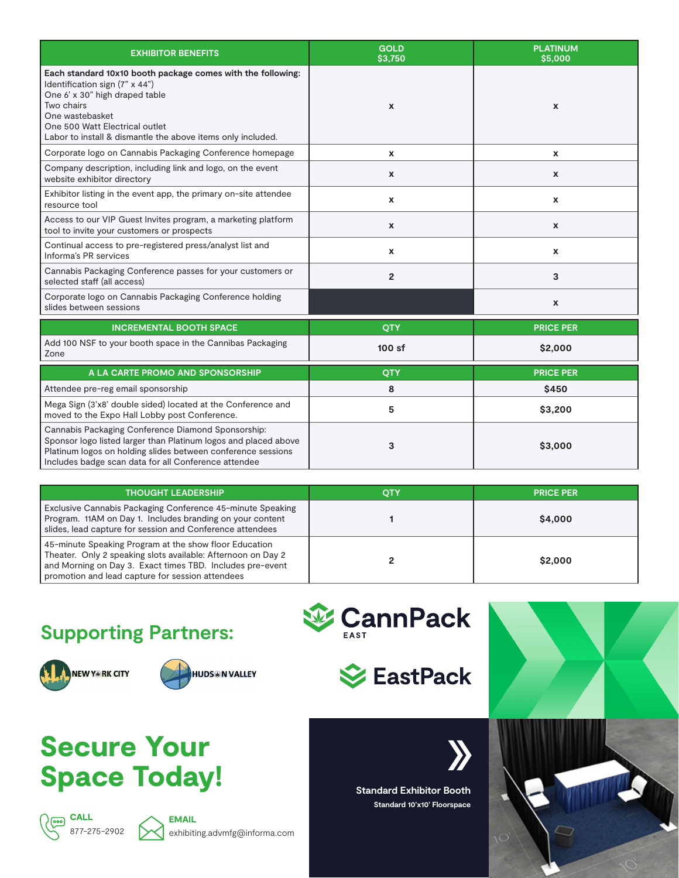| EXHIBITOR BENEFITS | GOLD $3,750 | PLATINUM $5,000 |
|---|---|---|
| **Each standard 10x10 booth package comes with the following:** Identification sign (7" x 44") One 6' x 30" high draped table Two chairs One wastebasket One 500 Watt Electrical outlet Labor to install & dismantle the above items only included. | x | x |
| Corporate logo on Cannabis Packaging Conference homepage | x | x |
| Company description, including link and logo, on the event website exhibitor directory | x | x |
| Exhibitor listing in the event app, the primary on-site attendee resource tool | x | x |
| Access to our VIP Guest Invites program, a marketing platform tool to invite your customers or prospects | x | x |
| Continual access to pre-registered press/analyst list and Informa's PR services | x | x |
| Cannabis Packaging Conference passes for your customers or selected staff (all access) | 2 | 3 |
| Corporate logo on Cannabis Packaging Conference holding slides between sessions | | x |

| INCREMENTAL BOOTH SPACE | QTY | PRICE PER |
|---|---|---|
| Add 100 NSF to your booth space in the Cannibas Packaging Zone | 100 sf | $2,000 |

| A LA CARTE PROMO AND SPONSORSHIP | QTY | PRICE PER |
|---|---|---|
| Attendee pre-reg email sponsorship | 8 | $450 |
| Mega Sign (3'x8' double sided) located at the Conference and moved to the Expo Hall Lobby post Conference. | 5 | $3,200 |
| Cannabis Packaging Conference Diamond Sponsorship: Sponsor logo listed larger than Platinum logos and placed above Platinum logos on holding slides between conference sessions Includes badge scan data for all Conference attendee | 3 | $3,000 |

| THOUGHT LEADERSHIP | QTY | PRICE PER |
|---|---|---|
| Exclusive Cannabis Packaging Conference 45-minute Speaking Program. 11AM on Day 1. Includes branding on your content slides, lead capture for session and Conference attendees | 1 | $4,000 |
| 45-minute Speaking Program at the show floor Education Theater. Only 2 speaking slots available: Afternoon on Day 2 and Morning on Day 3. Exact times TBD. Includes pre-event promotion and lead capture for session attendees | 2 | $2,000 |

## Supporting Partners:

NEW YORK CITY

HUDSON VALLEY

CannPack EAST

EastPack

# Secure Your Space Today!

**CALL**
877-275-2902

**EMAIL**
exhibiting.advmfg@informa.com

**Standard Exhibitor Booth**
**Standard 10'x10' Floorspace**